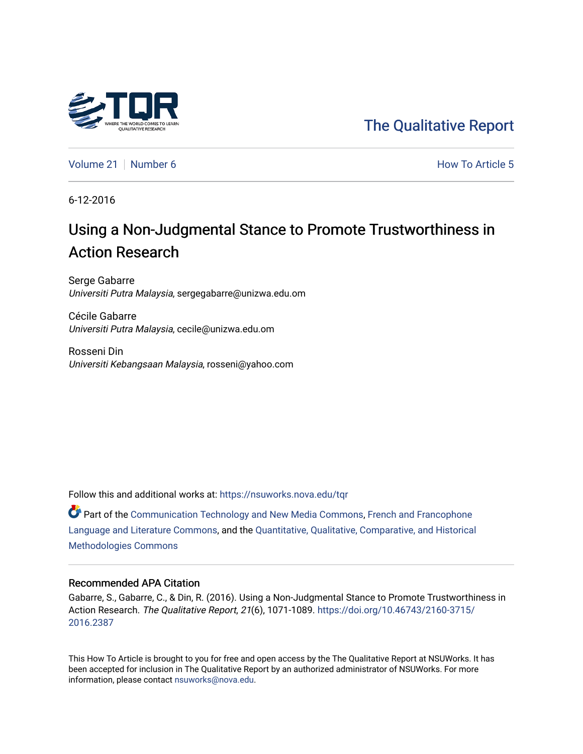The Qualitative Report

Volume 21 | Number 6 — How To Article 5

6-12-2016

# Using a Non-Judgmental Stance to Promote Trustworthiness in Action Research

Serge Gabarre
*Universiti Putra Malaysia*, sergegabarre@unizwa.edu.om

Cécile Gabarre
*Universiti Putra Malaysia*, cecile@unizwa.edu.om

Rosseni Din
*Universiti Kebangsaan Malaysia*, rosseni@yahoo.com

Follow this and additional works at: https://nsuworks.nova.edu/tqr

Part of the Communication Technology and New Media Commons, French and Francophone Language and Literature Commons, and the Quantitative, Qualitative, Comparative, and Historical Methodologies Commons

## Recommended APA Citation

Gabarre, S., Gabarre, C., & Din, R. (2016). Using a Non-Judgmental Stance to Promote Trustworthiness in Action Research. *The Qualitative Report*, *21*(6), 1071-1089. https://doi.org/10.46743/2160-3715/2016.2387

This How To Article is brought to you for free and open access by the The Qualitative Report at NSUWorks. It has been accepted for inclusion in The Qualitative Report by an authorized administrator of NSUWorks. For more information, please contact nsuworks@nova.edu.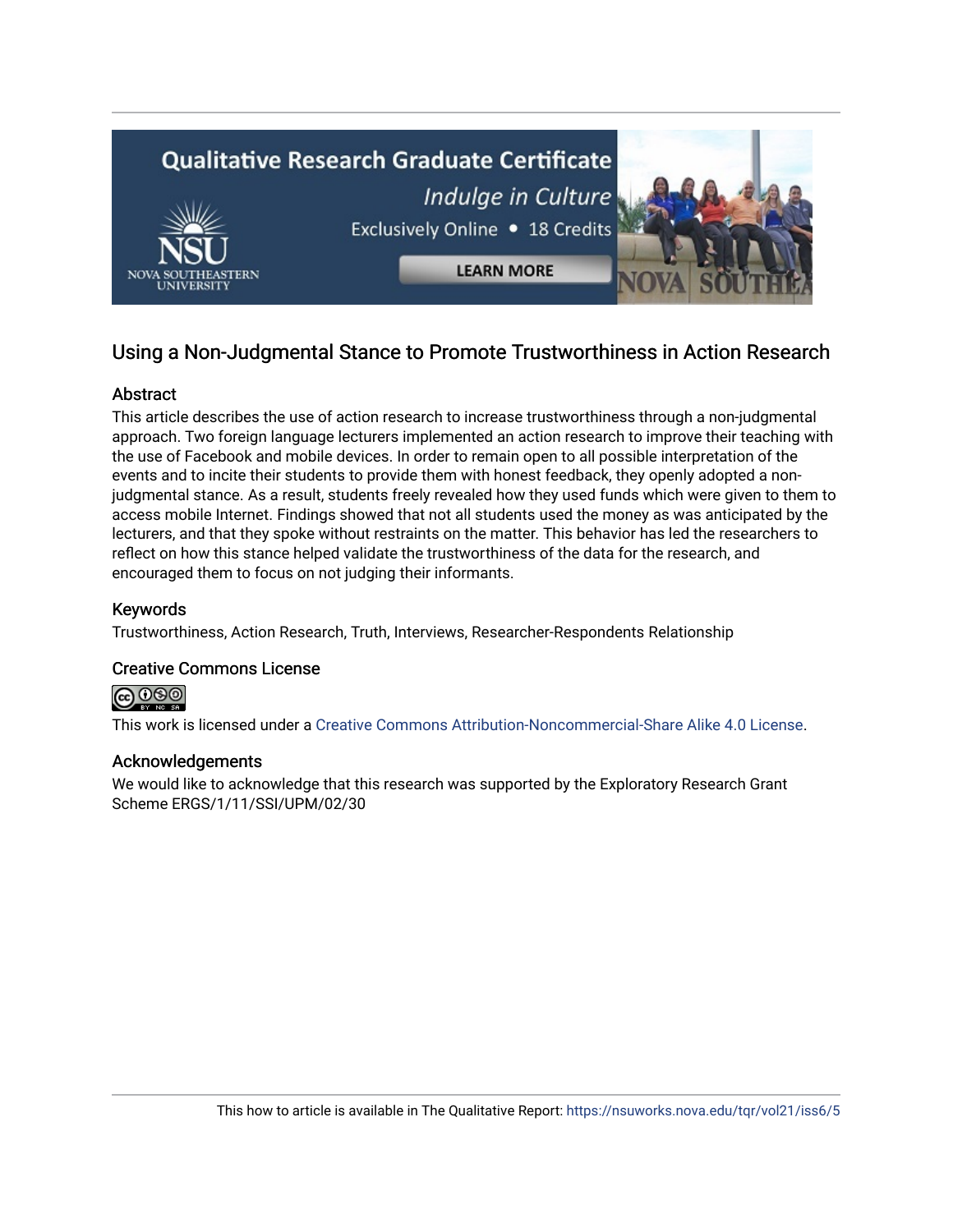## Using a Non-Judgmental Stance to Promote Trustworthiness in Action Research

### Abstract

This article describes the use of action research to increase trustworthiness through a non-judgmental approach. Two foreign language lecturers implemented an action research to improve their teaching with the use of Facebook and mobile devices. In order to remain open to all possible interpretation of the events and to incite their students to provide them with honest feedback, they openly adopted a non-judgmental stance. As a result, students freely revealed how they used funds which were given to them to access mobile Internet. Findings showed that not all students used the money as was anticipated by the lecturers, and that they spoke without restraints on the matter. This behavior has led the researchers to reflect on how this stance helped validate the trustworthiness of the data for the research, and encouraged them to focus on not judging their informants.

### Keywords

Trustworthiness, Action Research, Truth, Interviews, Researcher-Respondents Relationship

### Creative Commons License

This work is licensed under a Creative Commons Attribution-Noncommercial-Share Alike 4.0 License.

### Acknowledgements

We would like to acknowledge that this research was supported by the Exploratory Research Grant Scheme ERGS/1/11/SSI/UPM/02/30

This how to article is available in The Qualitative Report: https://nsuworks.nova.edu/tqr/vol21/iss6/5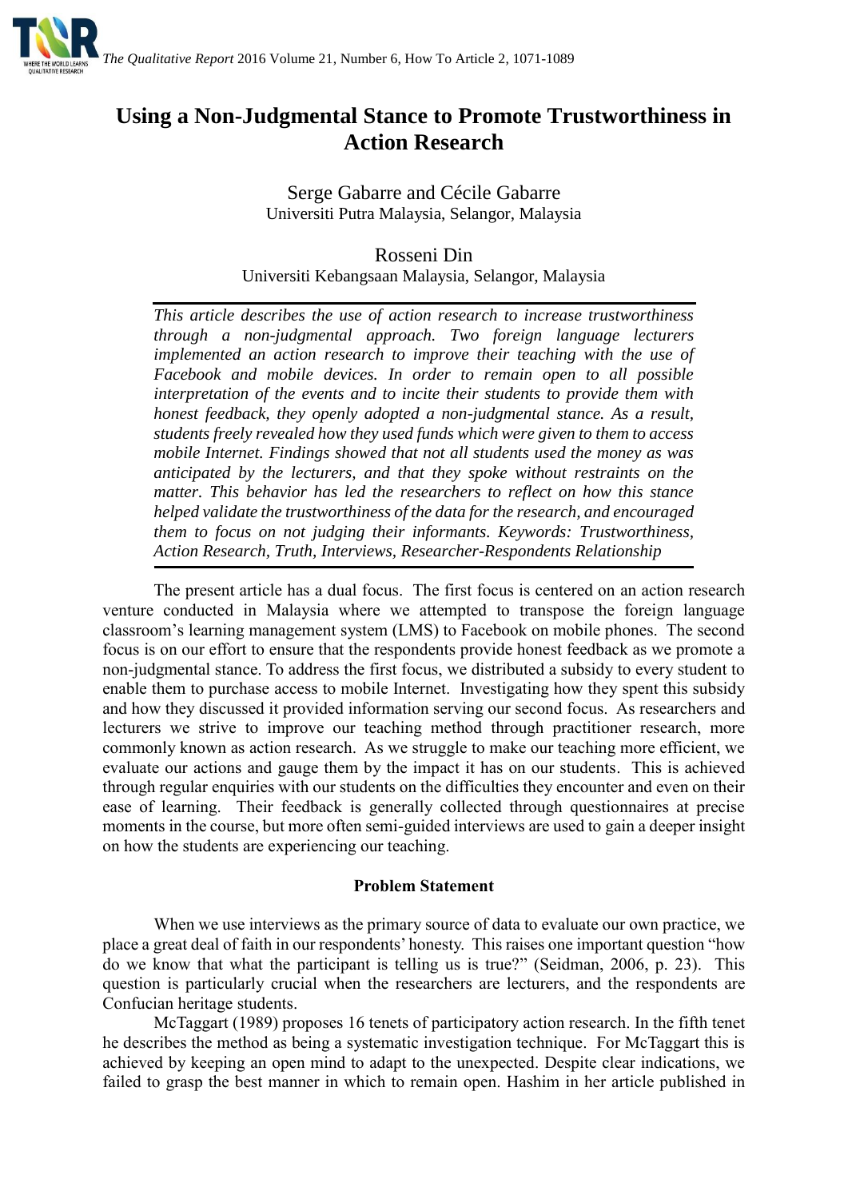# Using a Non-Judgmental Stance to Promote Trustworthiness in Action Research

Serge Gabarre and Cécile Gabarre
Universiti Putra Malaysia, Selangor, Malaysia

Rosseni Din
Universiti Kebangsaan Malaysia, Selangor, Malaysia

*This article describes the use of action research to increase trustworthiness through a non-judgmental approach. Two foreign language lecturers implemented an action research to improve their teaching with the use of Facebook and mobile devices. In order to remain open to all possible interpretation of the events and to incite their students to provide them with honest feedback, they openly adopted a non-judgmental stance. As a result, students freely revealed how they used funds which were given to them to access mobile Internet. Findings showed that not all students used the money as was anticipated by the lecturers, and that they spoke without restraints on the matter. This behavior has led the researchers to reflect on how this stance helped validate the trustworthiness of the data for the research, and encouraged them to focus on not judging their informants. Keywords: Trustworthiness, Action Research, Truth, Interviews, Researcher-Respondents Relationship*

The present article has a dual focus. The first focus is centered on an action research venture conducted in Malaysia where we attempted to transpose the foreign language classroom's learning management system (LMS) to Facebook on mobile phones. The second focus is on our effort to ensure that the respondents provide honest feedback as we promote a non-judgmental stance. To address the first focus, we distributed a subsidy to every student to enable them to purchase access to mobile Internet. Investigating how they spent this subsidy and how they discussed it provided information serving our second focus. As researchers and lecturers we strive to improve our teaching method through practitioner research, more commonly known as action research. As we struggle to make our teaching more efficient, we evaluate our actions and gauge them by the impact it has on our students. This is achieved through regular enquiries with our students on the difficulties they encounter and even on their ease of learning. Their feedback is generally collected through questionnaires at precise moments in the course, but more often semi-guided interviews are used to gain a deeper insight on how the students are experiencing our teaching.

## Problem Statement

When we use interviews as the primary source of data to evaluate our own practice, we place a great deal of faith in our respondents' honesty. This raises one important question "how do we know that what the participant is telling us is true?" (Seidman, 2006, p. 23). This question is particularly crucial when the researchers are lecturers, and the respondents are Confucian heritage students.

McTaggart (1989) proposes 16 tenets of participatory action research. In the fifth tenet he describes the method as being a systematic investigation technique. For McTaggart this is achieved by keeping an open mind to adapt to the unexpected. Despite clear indications, we failed to grasp the best manner in which to remain open. Hashim in her article published in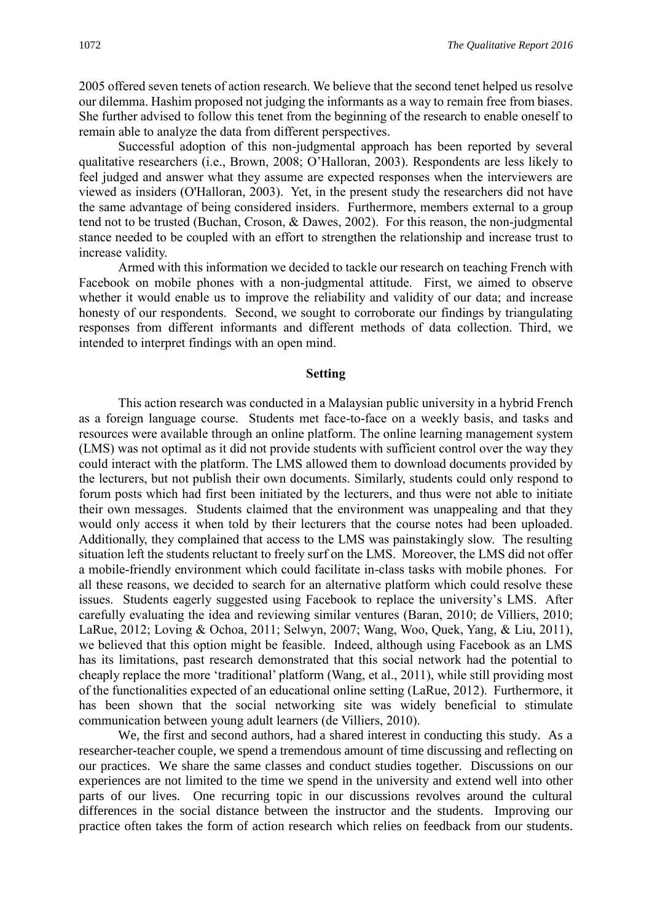2005 offered seven tenets of action research. We believe that the second tenet helped us resolve our dilemma. Hashim proposed not judging the informants as a way to remain free from biases. She further advised to follow this tenet from the beginning of the research to enable oneself to remain able to analyze the data from different perspectives.

Successful adoption of this non-judgmental approach has been reported by several qualitative researchers (i.e., Brown, 2008; O'Halloran, 2003). Respondents are less likely to feel judged and answer what they assume are expected responses when the interviewers are viewed as insiders (O'Halloran, 2003). Yet, in the present study the researchers did not have the same advantage of being considered insiders. Furthermore, members external to a group tend not to be trusted (Buchan, Croson, & Dawes, 2002). For this reason, the non-judgmental stance needed to be coupled with an effort to strengthen the relationship and increase trust to increase validity.

Armed with this information we decided to tackle our research on teaching French with Facebook on mobile phones with a non-judgmental attitude. First, we aimed to observe whether it would enable us to improve the reliability and validity of our data; and increase honesty of our respondents. Second, we sought to corroborate our findings by triangulating responses from different informants and different methods of data collection. Third, we intended to interpret findings with an open mind.

## Setting

This action research was conducted in a Malaysian public university in a hybrid French as a foreign language course. Students met face-to-face on a weekly basis, and tasks and resources were available through an online platform. The online learning management system (LMS) was not optimal as it did not provide students with sufficient control over the way they could interact with the platform. The LMS allowed them to download documents provided by the lecturers, but not publish their own documents. Similarly, students could only respond to forum posts which had first been initiated by the lecturers, and thus were not able to initiate their own messages. Students claimed that the environment was unappealing and that they would only access it when told by their lecturers that the course notes had been uploaded. Additionally, they complained that access to the LMS was painstakingly slow. The resulting situation left the students reluctant to freely surf on the LMS. Moreover, the LMS did not offer a mobile-friendly environment which could facilitate in-class tasks with mobile phones. For all these reasons, we decided to search for an alternative platform which could resolve these issues. Students eagerly suggested using Facebook to replace the university's LMS. After carefully evaluating the idea and reviewing similar ventures (Baran, 2010; de Villiers, 2010; LaRue, 2012; Loving & Ochoa, 2011; Selwyn, 2007; Wang, Woo, Quek, Yang, & Liu, 2011), we believed that this option might be feasible. Indeed, although using Facebook as an LMS has its limitations, past research demonstrated that this social network had the potential to cheaply replace the more 'traditional' platform (Wang, et al., 2011), while still providing most of the functionalities expected of an educational online setting (LaRue, 2012). Furthermore, it has been shown that the social networking site was widely beneficial to stimulate communication between young adult learners (de Villiers, 2010).

We, the first and second authors, had a shared interest in conducting this study. As a researcher-teacher couple, we spend a tremendous amount of time discussing and reflecting on our practices. We share the same classes and conduct studies together. Discussions on our experiences are not limited to the time we spend in the university and extend well into other parts of our lives. One recurring topic in our discussions revolves around the cultural differences in the social distance between the instructor and the students. Improving our practice often takes the form of action research which relies on feedback from our students.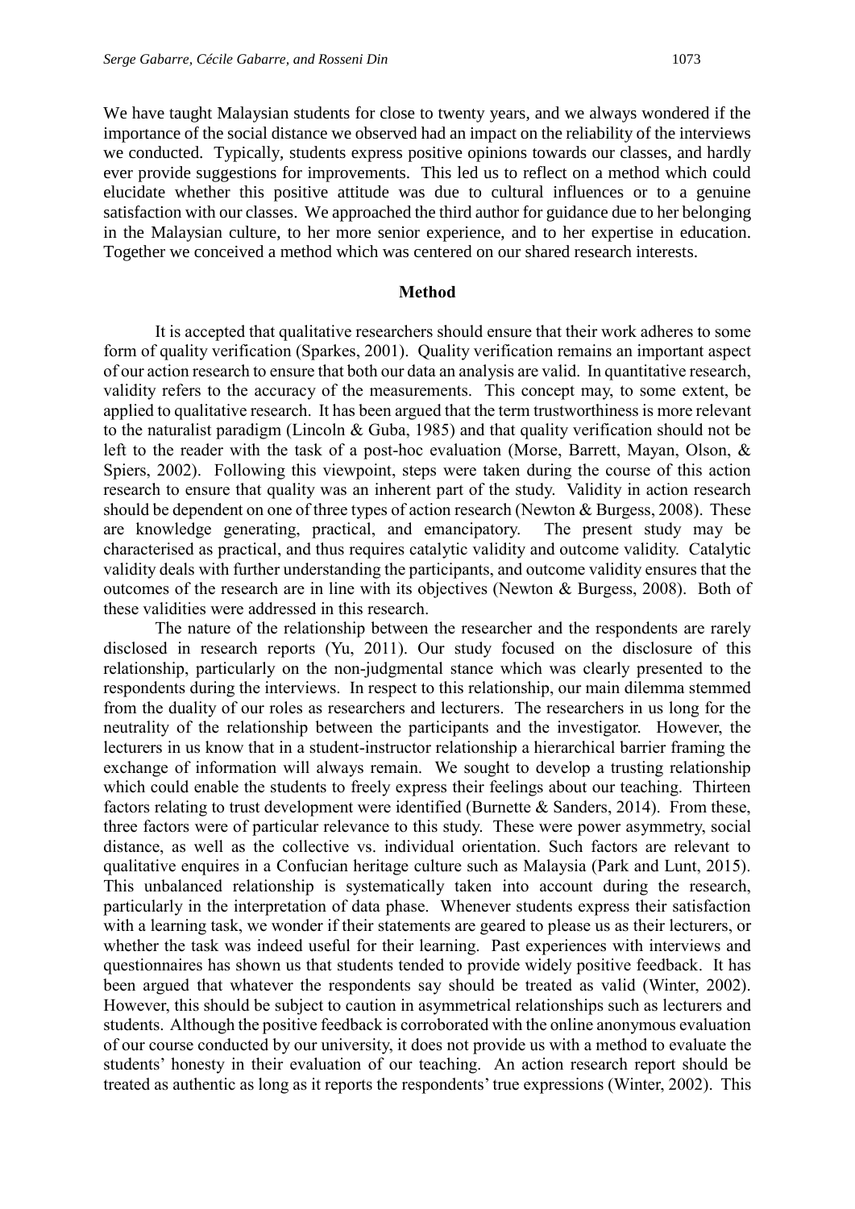We have taught Malaysian students for close to twenty years, and we always wondered if the importance of the social distance we observed had an impact on the reliability of the interviews we conducted. Typically, students express positive opinions towards our classes, and hardly ever provide suggestions for improvements. This led us to reflect on a method which could elucidate whether this positive attitude was due to cultural influences or to a genuine satisfaction with our classes. We approached the third author for guidance due to her belonging in the Malaysian culture, to her more senior experience, and to her expertise in education. Together we conceived a method which was centered on our shared research interests.

## Method

It is accepted that qualitative researchers should ensure that their work adheres to some form of quality verification (Sparkes, 2001). Quality verification remains an important aspect of our action research to ensure that both our data an analysis are valid. In quantitative research, validity refers to the accuracy of the measurements. This concept may, to some extent, be applied to qualitative research. It has been argued that the term trustworthiness is more relevant to the naturalist paradigm (Lincoln & Guba, 1985) and that quality verification should not be left to the reader with the task of a post-hoc evaluation (Morse, Barrett, Mayan, Olson, & Spiers, 2002). Following this viewpoint, steps were taken during the course of this action research to ensure that quality was an inherent part of the study. Validity in action research should be dependent on one of three types of action research (Newton & Burgess, 2008). These are knowledge generating, practical, and emancipatory. The present study may be characterised as practical, and thus requires catalytic validity and outcome validity. Catalytic validity deals with further understanding the participants, and outcome validity ensures that the outcomes of the research are in line with its objectives (Newton & Burgess, 2008). Both of these validities were addressed in this research.

The nature of the relationship between the researcher and the respondents are rarely disclosed in research reports (Yu, 2011). Our study focused on the disclosure of this relationship, particularly on the non-judgmental stance which was clearly presented to the respondents during the interviews. In respect to this relationship, our main dilemma stemmed from the duality of our roles as researchers and lecturers. The researchers in us long for the neutrality of the relationship between the participants and the investigator. However, the lecturers in us know that in a student-instructor relationship a hierarchical barrier framing the exchange of information will always remain. We sought to develop a trusting relationship which could enable the students to freely express their feelings about our teaching. Thirteen factors relating to trust development were identified (Burnette & Sanders, 2014). From these, three factors were of particular relevance to this study. These were power asymmetry, social distance, as well as the collective vs. individual orientation. Such factors are relevant to qualitative enquires in a Confucian heritage culture such as Malaysia (Park and Lunt, 2015). This unbalanced relationship is systematically taken into account during the research, particularly in the interpretation of data phase. Whenever students express their satisfaction with a learning task, we wonder if their statements are geared to please us as their lecturers, or whether the task was indeed useful for their learning. Past experiences with interviews and questionnaires has shown us that students tended to provide widely positive feedback. It has been argued that whatever the respondents say should be treated as valid (Winter, 2002). However, this should be subject to caution in asymmetrical relationships such as lecturers and students. Although the positive feedback is corroborated with the online anonymous evaluation of our course conducted by our university, it does not provide us with a method to evaluate the students' honesty in their evaluation of our teaching. An action research report should be treated as authentic as long as it reports the respondents' true expressions (Winter, 2002). This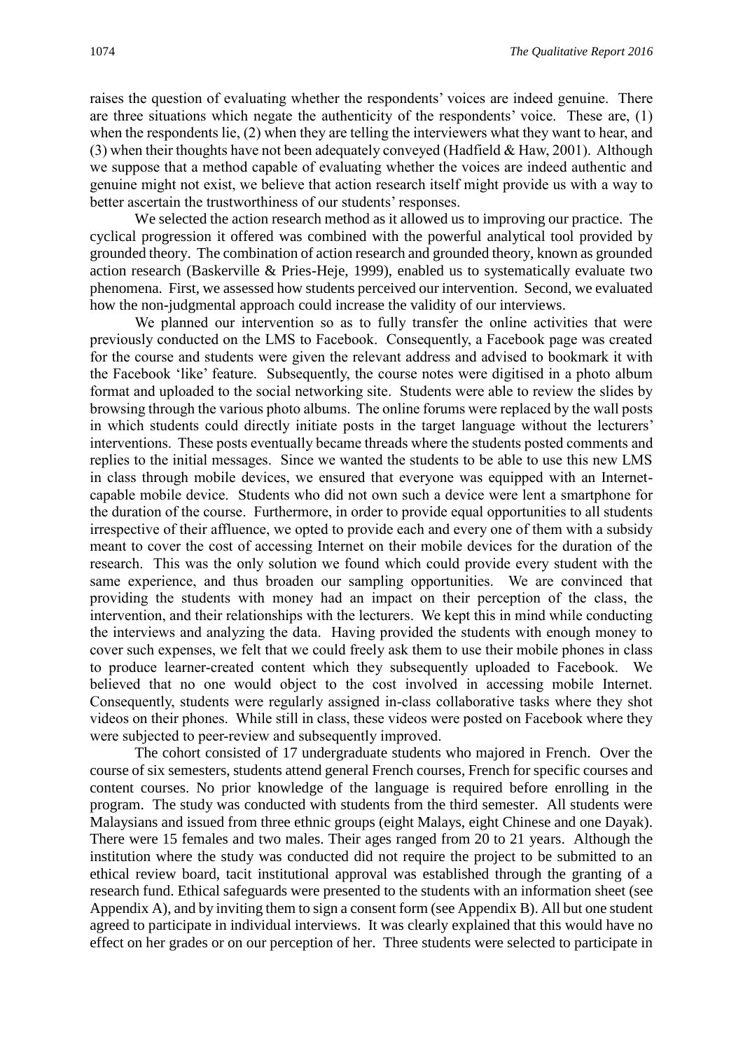raises the question of evaluating whether the respondents' voices are indeed genuine. There are three situations which negate the authenticity of the respondents' voice. These are, (1) when the respondents lie, (2) when they are telling the interviewers what they want to hear, and (3) when their thoughts have not been adequately conveyed (Hadfield & Haw, 2001). Although we suppose that a method capable of evaluating whether the voices are indeed authentic and genuine might not exist, we believe that action research itself might provide us with a way to better ascertain the trustworthiness of our students' responses.

We selected the action research method as it allowed us to improving our practice. The cyclical progression it offered was combined with the powerful analytical tool provided by grounded theory. The combination of action research and grounded theory, known as grounded action research (Baskerville & Pries-Heje, 1999), enabled us to systematically evaluate two phenomena. First, we assessed how students perceived our intervention. Second, we evaluated how the non-judgmental approach could increase the validity of our interviews.

We planned our intervention so as to fully transfer the online activities that were previously conducted on the LMS to Facebook. Consequently, a Facebook page was created for the course and students were given the relevant address and advised to bookmark it with the Facebook 'like' feature. Subsequently, the course notes were digitised in a photo album format and uploaded to the social networking site. Students were able to review the slides by browsing through the various photo albums. The online forums were replaced by the wall posts in which students could directly initiate posts in the target language without the lecturers' interventions. These posts eventually became threads where the students posted comments and replies to the initial messages. Since we wanted the students to be able to use this new LMS in class through mobile devices, we ensured that everyone was equipped with an Internet-capable mobile device. Students who did not own such a device were lent a smartphone for the duration of the course. Furthermore, in order to provide equal opportunities to all students irrespective of their affluence, we opted to provide each and every one of them with a subsidy meant to cover the cost of accessing Internet on their mobile devices for the duration of the research. This was the only solution we found which could provide every student with the same experience, and thus broaden our sampling opportunities. We are convinced that providing the students with money had an impact on their perception of the class, the intervention, and their relationships with the lecturers. We kept this in mind while conducting the interviews and analyzing the data. Having provided the students with enough money to cover such expenses, we felt that we could freely ask them to use their mobile phones in class to produce learner-created content which they subsequently uploaded to Facebook. We believed that no one would object to the cost involved in accessing mobile Internet. Consequently, students were regularly assigned in-class collaborative tasks where they shot videos on their phones. While still in class, these videos were posted on Facebook where they were subjected to peer-review and subsequently improved.

The cohort consisted of 17 undergraduate students who majored in French. Over the course of six semesters, students attend general French courses, French for specific courses and content courses. No prior knowledge of the language is required before enrolling in the program. The study was conducted with students from the third semester. All students were Malaysians and issued from three ethnic groups (eight Malays, eight Chinese and one Dayak). There were 15 females and two males. Their ages ranged from 20 to 21 years. Although the institution where the study was conducted did not require the project to be submitted to an ethical review board, tacit institutional approval was established through the granting of a research fund. Ethical safeguards were presented to the students with an information sheet (see Appendix A), and by inviting them to sign a consent form (see Appendix B). All but one student agreed to participate in individual interviews. It was clearly explained that this would have no effect on her grades or on our perception of her. Three students were selected to participate in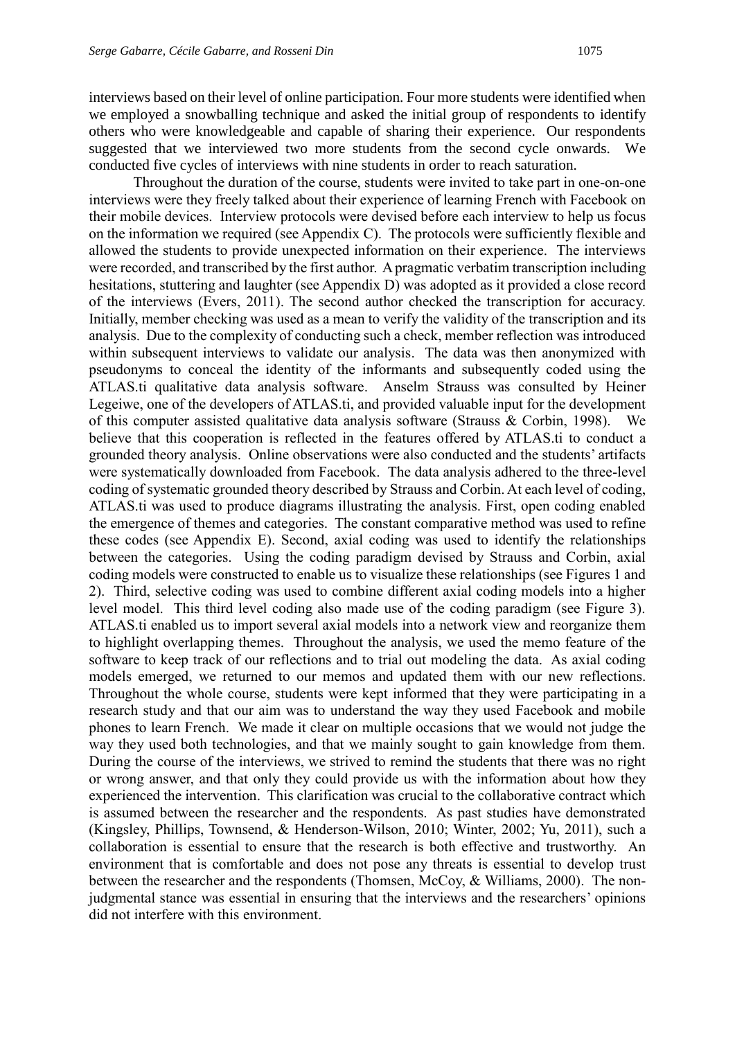interviews based on their level of online participation. Four more students were identified when we employed a snowballing technique and asked the initial group of respondents to identify others who were knowledgeable and capable of sharing their experience. Our respondents suggested that we interviewed two more students from the second cycle onwards. We conducted five cycles of interviews with nine students in order to reach saturation.

Throughout the duration of the course, students were invited to take part in one-on-one interviews were they freely talked about their experience of learning French with Facebook on their mobile devices. Interview protocols were devised before each interview to help us focus on the information we required (see Appendix C). The protocols were sufficiently flexible and allowed the students to provide unexpected information on their experience. The interviews were recorded, and transcribed by the first author. A pragmatic verbatim transcription including hesitations, stuttering and laughter (see Appendix D) was adopted as it provided a close record of the interviews (Evers, 2011). The second author checked the transcription for accuracy. Initially, member checking was used as a mean to verify the validity of the transcription and its analysis. Due to the complexity of conducting such a check, member reflection was introduced within subsequent interviews to validate our analysis. The data was then anonymized with pseudonyms to conceal the identity of the informants and subsequently coded using the ATLAS.ti qualitative data analysis software. Anselm Strauss was consulted by Heiner Legeiwe, one of the developers of ATLAS.ti, and provided valuable input for the development of this computer assisted qualitative data analysis software (Strauss & Corbin, 1998). We believe that this cooperation is reflected in the features offered by ATLAS.ti to conduct a grounded theory analysis. Online observations were also conducted and the students' artifacts were systematically downloaded from Facebook. The data analysis adhered to the three-level coding of systematic grounded theory described by Strauss and Corbin. At each level of coding, ATLAS.ti was used to produce diagrams illustrating the analysis. First, open coding enabled the emergence of themes and categories. The constant comparative method was used to refine these codes (see Appendix E). Second, axial coding was used to identify the relationships between the categories. Using the coding paradigm devised by Strauss and Corbin, axial coding models were constructed to enable us to visualize these relationships (see Figures 1 and 2). Third, selective coding was used to combine different axial coding models into a higher level model. This third level coding also made use of the coding paradigm (see Figure 3). ATLAS.ti enabled us to import several axial models into a network view and reorganize them to highlight overlapping themes. Throughout the analysis, we used the memo feature of the software to keep track of our reflections and to trial out modeling the data. As axial coding models emerged, we returned to our memos and updated them with our new reflections. Throughout the whole course, students were kept informed that they were participating in a research study and that our aim was to understand the way they used Facebook and mobile phones to learn French. We made it clear on multiple occasions that we would not judge the way they used both technologies, and that we mainly sought to gain knowledge from them. During the course of the interviews, we strived to remind the students that there was no right or wrong answer, and that only they could provide us with the information about how they experienced the intervention. This clarification was crucial to the collaborative contract which is assumed between the researcher and the respondents. As past studies have demonstrated (Kingsley, Phillips, Townsend, & Henderson-Wilson, 2010; Winter, 2002; Yu, 2011), such a collaboration is essential to ensure that the research is both effective and trustworthy. An environment that is comfortable and does not pose any threats is essential to develop trust between the researcher and the respondents (Thomsen, McCoy, & Williams, 2000). The non-judgmental stance was essential in ensuring that the interviews and the researchers' opinions did not interfere with this environment.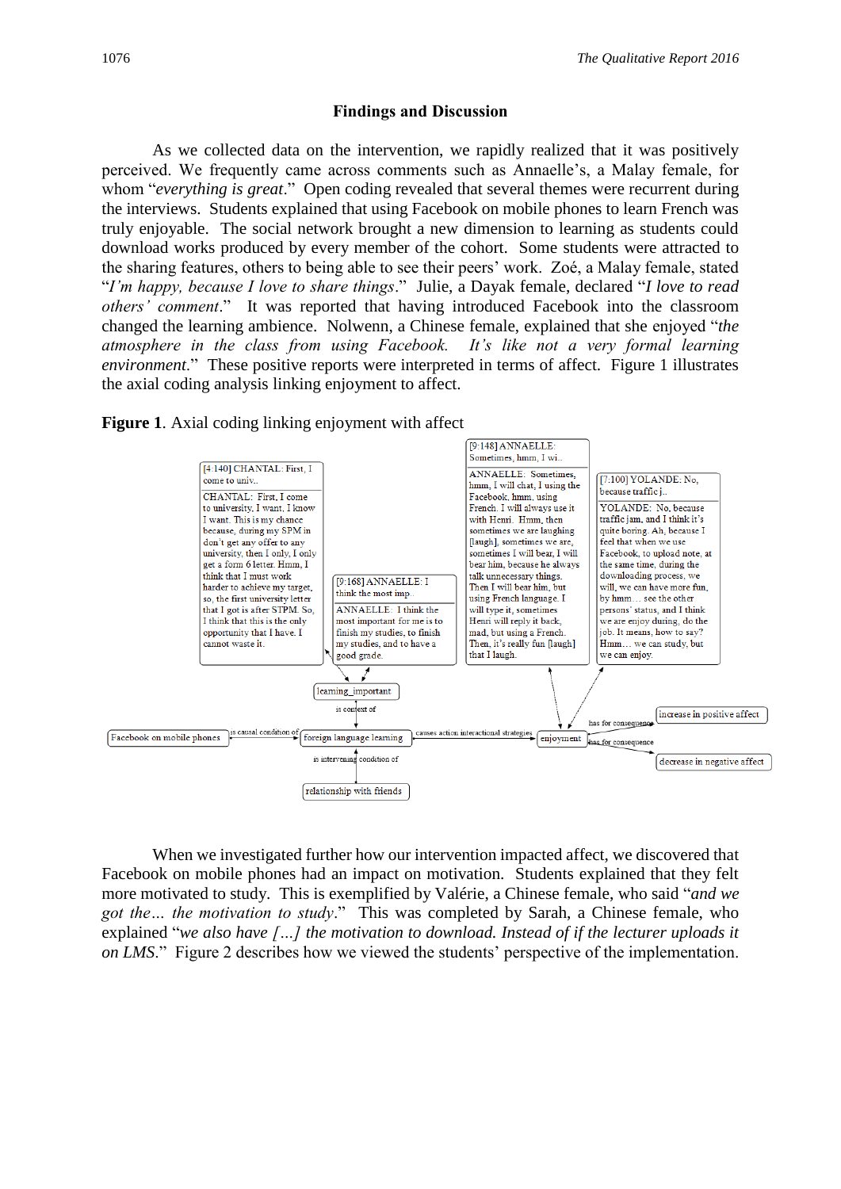## Findings and Discussion

As we collected data on the intervention, we rapidly realized that it was positively perceived. We frequently came across comments such as Annaelle's, a Malay female, for whom "*everything is great*." Open coding revealed that several themes were recurrent during the interviews. Students explained that using Facebook on mobile phones to learn French was truly enjoyable. The social network brought a new dimension to learning as students could download works produced by every member of the cohort. Some students were attracted to the sharing features, others to being able to see their peers' work. Zoé, a Malay female, stated "*I'm happy, because I love to share things*." Julie, a Dayak female, declared "*I love to read others' comment*." It was reported that having introduced Facebook into the classroom changed the learning ambience. Nolwenn, a Chinese female, explained that she enjoyed "*the atmosphere in the class from using Facebook. It's like not a very formal learning environment*." These positive reports were interpreted in terms of affect. Figure 1 illustrates the axial coding analysis linking enjoyment to affect.

**Figure 1**. Axial coding linking enjoyment with affect

[4:140] CHANTAL: First, I come to univ..

CHANTAL: First, I come to university, I want, I know I want. This is my chance because, during my SPM in don't get any offer to any university, then I only, I only get a form 6 letter. Hmm, I think that I must work harder to achieve my target, so, the first university letter that I got is after STPM. So, I think that this is the only opportunity that I have. I cannot waste it.

[9:168] ANNAELLE: I think the most imp..

ANNAELLE: I think the most important for me is to finish my studies, to finish my studies, and to have a good grade.

[9:148] ANNAELLE: Sometimes, hmm, I wi..

ANNAELLE: Sometimes, hmm, I will chat, I using the Facebook, hmm, using French. I will always use it with Henri. Hmm, then sometimes we are laughing [laugh], sometimes we are, sometimes I will bear, I will bear him, because he always talk unnecessary things. Then I will bear him, but using French language. I will type it, sometimes Henri will reply it back, mad, but using a French. Then, it's really fun [laugh] that I laugh.

[7:100] YOLANDE: No, because traffic j..

YOLANDE: No, because traffic jam, and I think it's quite boring. Ah, because I feel that when we use Facebook, to upload note, at the same time, during the downloading process, we will, we can have more fun, by hmm… see the other persons' status, and I think we are enjoy during, do the job. It means, how to say? Hmm… we can study, but we can enjoy.

learning_important — is context of → foreign language learning

Facebook on mobile phones — is causal condition of → foreign language learning

relationship with friends — is intervening condition of → foreign language learning

foreign language learning — causes action interactional strategies → enjoyment

enjoyment — has for consequence → increase in positive affect

enjoyment — has for consequence → decrease in negative affect

When we investigated further how our intervention impacted affect, we discovered that Facebook on mobile phones had an impact on motivation. Students explained that they felt more motivated to study. This is exemplified by Valérie, a Chinese female, who said "*and we got the… the motivation to study*." This was completed by Sarah, a Chinese female, who explained "*we also have […] the motivation to download. Instead of if the lecturer uploads it on LMS*." Figure 2 describes how we viewed the students' perspective of the implementation.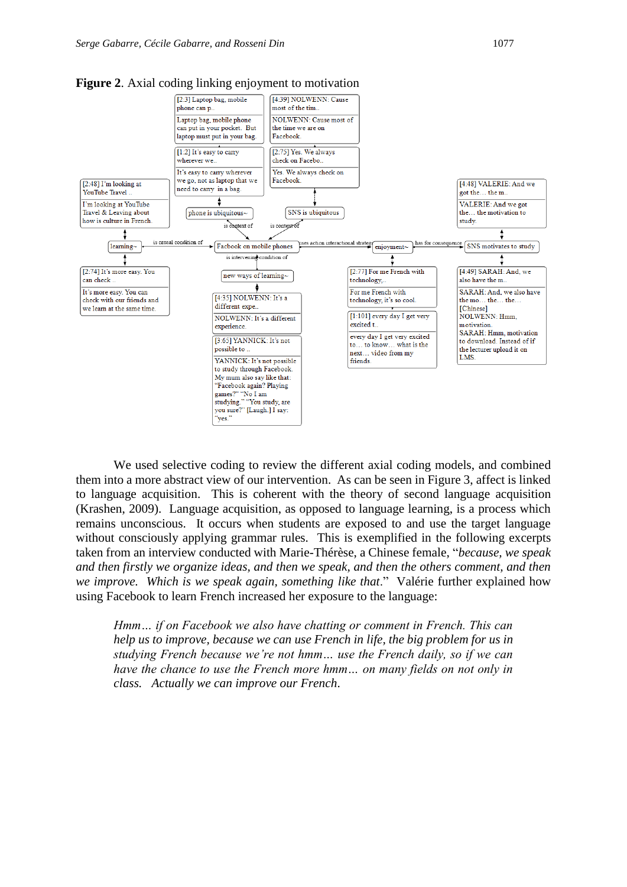**Figure 2**. Axial coding linking enjoyment to motivation

We used selective coding to review the different axial coding models, and combined them into a more abstract view of our intervention. As can be seen in Figure 3, affect is linked to language acquisition. This is coherent with the theory of second language acquisition (Krashen, 2009). Language acquisition, as opposed to language learning, is a process which remains unconscious. It occurs when students are exposed to and use the target language without consciously applying grammar rules. This is exemplified in the following excerpts taken from an interview conducted with Marie-Thérèse, a Chinese female, "*because, we speak and then firstly we organize ideas, and then we speak, and then the others comment, and then we improve. Which is we speak again, something like that*." Valérie further explained how using Facebook to learn French increased her exposure to the language:

> *Hmm… if on Facebook we also have chatting or comment in French. This can help us to improve, because we can use French in life, the big problem for us in studying French because we're not hmm… use the French daily, so if we can have the chance to use the French more hmm… on many fields on not only in class. Actually we can improve our French.*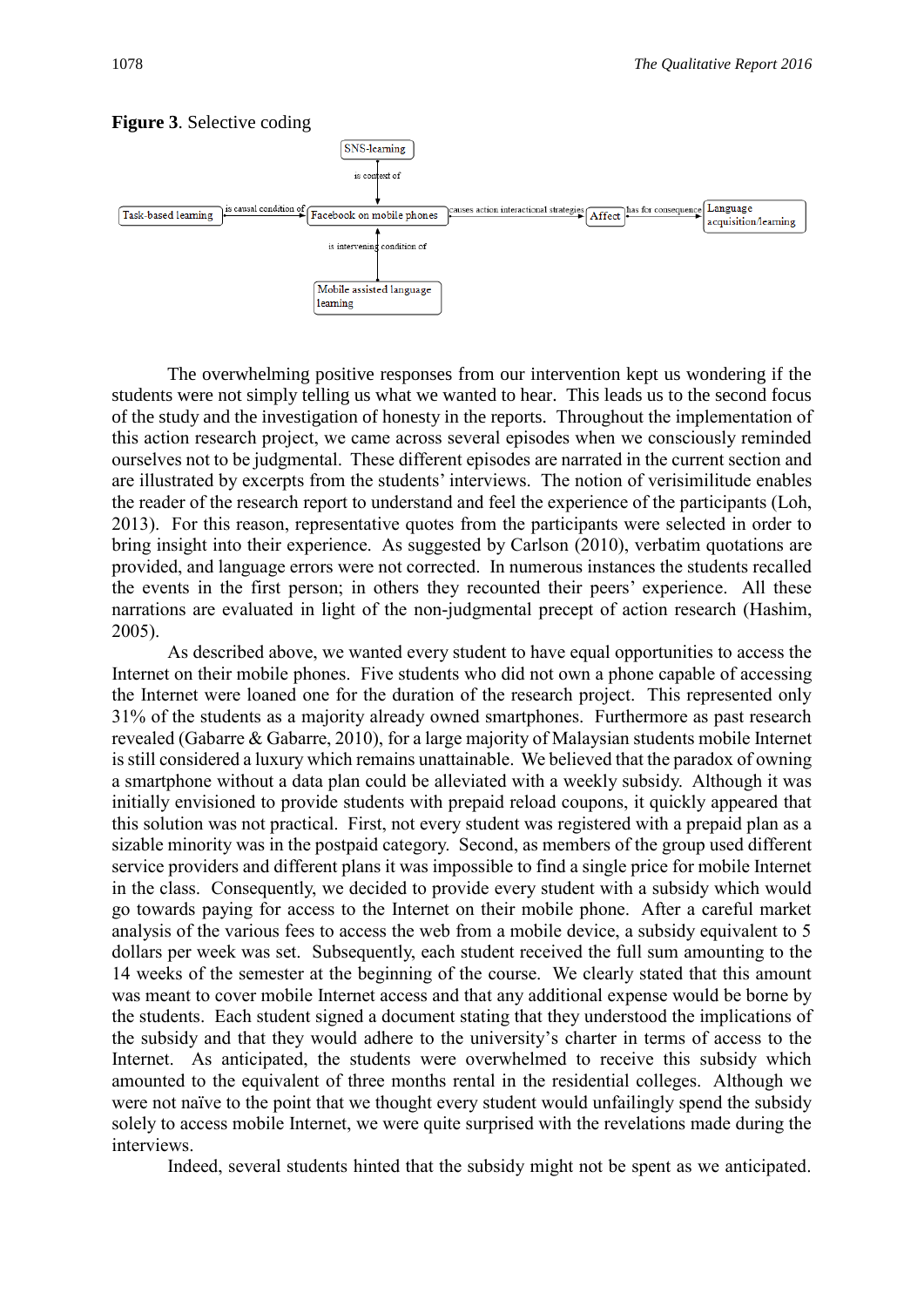**Figure 3**. Selective coding

SNS-learning — is context of → Facebook on mobile phones

Task-based learning — is causal condition of → Facebook on mobile phones

Mobile assisted language learning — is intervening condition of → Facebook on mobile phones

Facebook on mobile phones — causes action interactional strategies → Affect — has for consequence → Language acquisition/learning

The overwhelming positive responses from our intervention kept us wondering if the students were not simply telling us what we wanted to hear. This leads us to the second focus of the study and the investigation of honesty in the reports. Throughout the implementation of this action research project, we came across several episodes when we consciously reminded ourselves not to be judgmental. These different episodes are narrated in the current section and are illustrated by excerpts from the students' interviews. The notion of verisimilitude enables the reader of the research report to understand and feel the experience of the participants (Loh, 2013). For this reason, representative quotes from the participants were selected in order to bring insight into their experience. As suggested by Carlson (2010), verbatim quotations are provided, and language errors were not corrected. In numerous instances the students recalled the events in the first person; in others they recounted their peers' experience. All these narrations are evaluated in light of the non-judgmental precept of action research (Hashim, 2005).

As described above, we wanted every student to have equal opportunities to access the Internet on their mobile phones. Five students who did not own a phone capable of accessing the Internet were loaned one for the duration of the research project. This represented only 31% of the students as a majority already owned smartphones. Furthermore as past research revealed (Gabarre & Gabarre, 2010), for a large majority of Malaysian students mobile Internet is still considered a luxury which remains unattainable. We believed that the paradox of owning a smartphone without a data plan could be alleviated with a weekly subsidy. Although it was initially envisioned to provide students with prepaid reload coupons, it quickly appeared that this solution was not practical. First, not every student was registered with a prepaid plan as a sizable minority was in the postpaid category. Second, as members of the group used different service providers and different plans it was impossible to find a single price for mobile Internet in the class. Consequently, we decided to provide every student with a subsidy which would go towards paying for access to the Internet on their mobile phone. After a careful market analysis of the various fees to access the web from a mobile device, a subsidy equivalent to 5 dollars per week was set. Subsequently, each student received the full sum amounting to the 14 weeks of the semester at the beginning of the course. We clearly stated that this amount was meant to cover mobile Internet access and that any additional expense would be borne by the students. Each student signed a document stating that they understood the implications of the subsidy and that they would adhere to the university's charter in terms of access to the Internet. As anticipated, the students were overwhelmed to receive this subsidy which amounted to the equivalent of three months rental in the residential colleges. Although we were not naïve to the point that we thought every student would unfailingly spend the subsidy solely to access mobile Internet, we were quite surprised with the revelations made during the interviews.

Indeed, several students hinted that the subsidy might not be spent as we anticipated.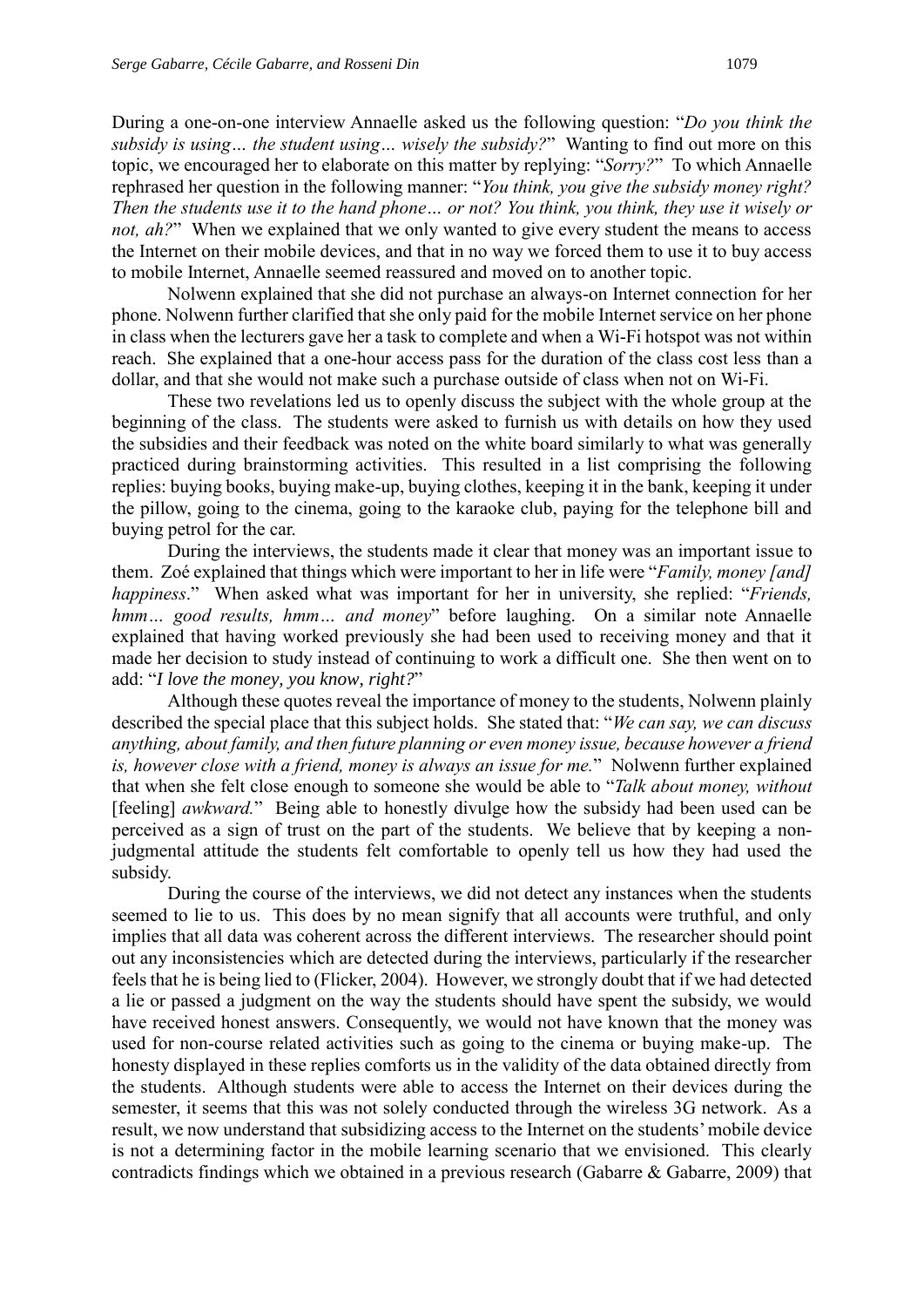During a one-on-one interview Annaelle asked us the following question: "*Do you think the subsidy is using… the student using… wisely the subsidy?*" Wanting to find out more on this topic, we encouraged her to elaborate on this matter by replying: "*Sorry?*" To which Annaelle rephrased her question in the following manner: "*You think, you give the subsidy money right? Then the students use it to the hand phone… or not? You think, you think, they use it wisely or not, ah?*" When we explained that we only wanted to give every student the means to access the Internet on their mobile devices, and that in no way we forced them to use it to buy access to mobile Internet, Annaelle seemed reassured and moved on to another topic.

Nolwenn explained that she did not purchase an always-on Internet connection for her phone. Nolwenn further clarified that she only paid for the mobile Internet service on her phone in class when the lecturers gave her a task to complete and when a Wi-Fi hotspot was not within reach. She explained that a one-hour access pass for the duration of the class cost less than a dollar, and that she would not make such a purchase outside of class when not on Wi-Fi.

These two revelations led us to openly discuss the subject with the whole group at the beginning of the class. The students were asked to furnish us with details on how they used the subsidies and their feedback was noted on the white board similarly to what was generally practiced during brainstorming activities. This resulted in a list comprising the following replies: buying books, buying make-up, buying clothes, keeping it in the bank, keeping it under the pillow, going to the cinema, going to the karaoke club, paying for the telephone bill and buying petrol for the car.

During the interviews, the students made it clear that money was an important issue to them. Zoé explained that things which were important to her in life were "*Family, money [and] happiness*." When asked what was important for her in university, she replied: "*Friends, hmm… good results, hmm… and money*" before laughing. On a similar note Annaelle explained that having worked previously she had been used to receiving money and that it made her decision to study instead of continuing to work a difficult one. She then went on to add: "*I love the money, you know, right?*"

Although these quotes reveal the importance of money to the students, Nolwenn plainly described the special place that this subject holds. She stated that: "*We can say, we can discuss anything, about family, and then future planning or even money issue, because however a friend is, however close with a friend, money is always an issue for me.*" Nolwenn further explained that when she felt close enough to someone she would be able to "*Talk about money, without* [feeling] *awkward.*" Being able to honestly divulge how the subsidy had been used can be perceived as a sign of trust on the part of the students. We believe that by keeping a non-judgmental attitude the students felt comfortable to openly tell us how they had used the subsidy.

During the course of the interviews, we did not detect any instances when the students seemed to lie to us. This does by no mean signify that all accounts were truthful, and only implies that all data was coherent across the different interviews. The researcher should point out any inconsistencies which are detected during the interviews, particularly if the researcher feels that he is being lied to (Flicker, 2004). However, we strongly doubt that if we had detected a lie or passed a judgment on the way the students should have spent the subsidy, we would have received honest answers. Consequently, we would not have known that the money was used for non-course related activities such as going to the cinema or buying make-up. The honesty displayed in these replies comforts us in the validity of the data obtained directly from the students. Although students were able to access the Internet on their devices during the semester, it seems that this was not solely conducted through the wireless 3G network. As a result, we now understand that subsidizing access to the Internet on the students' mobile device is not a determining factor in the mobile learning scenario that we envisioned. This clearly contradicts findings which we obtained in a previous research (Gabarre & Gabarre, 2009) that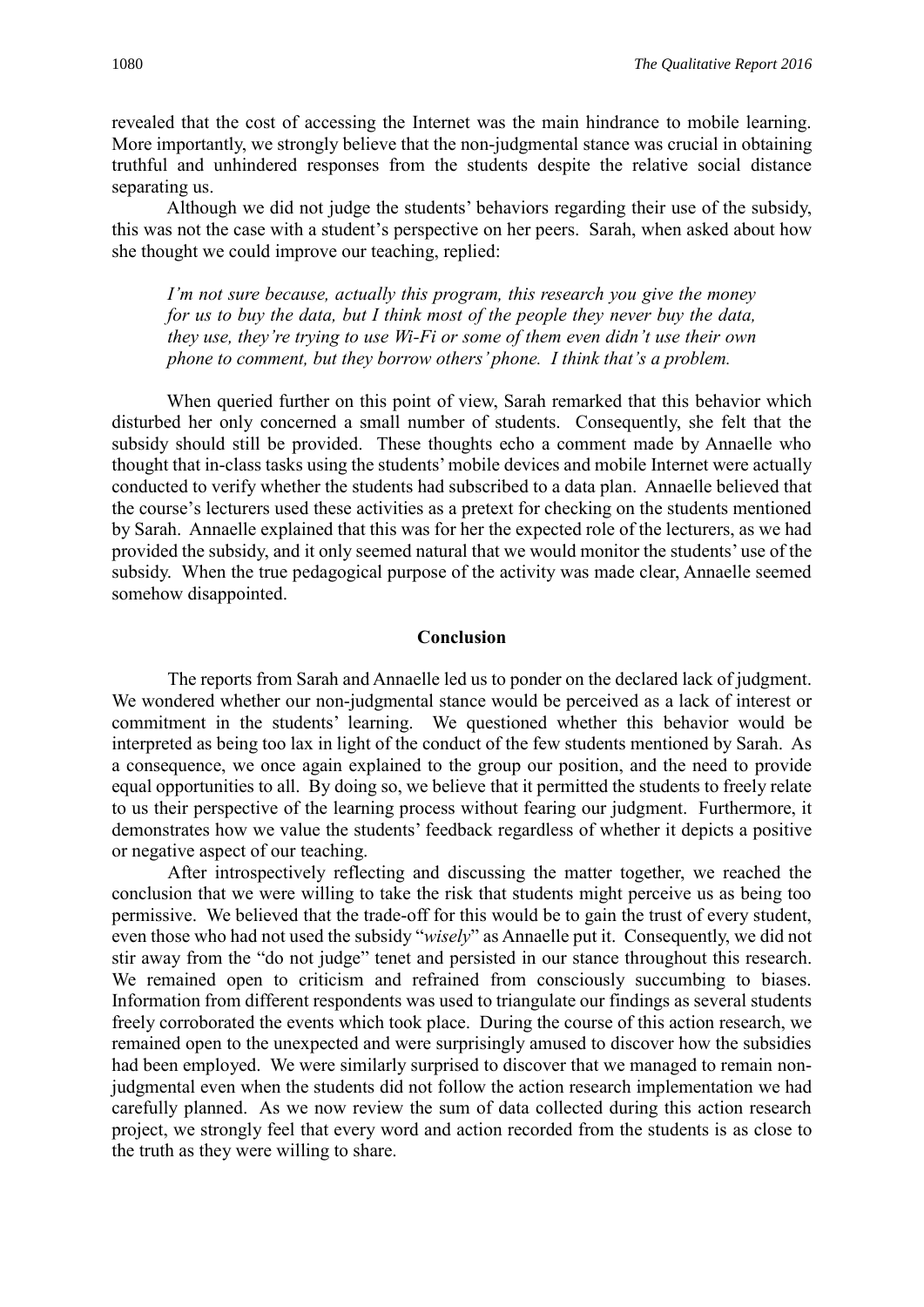revealed that the cost of accessing the Internet was the main hindrance to mobile learning. More importantly, we strongly believe that the non-judgmental stance was crucial in obtaining truthful and unhindered responses from the students despite the relative social distance separating us.

Although we did not judge the students' behaviors regarding their use of the subsidy, this was not the case with a student's perspective on her peers. Sarah, when asked about how she thought we could improve our teaching, replied:

> *I'm not sure because, actually this program, this research you give the money for us to buy the data, but I think most of the people they never buy the data, they use, they're trying to use Wi-Fi or some of them even didn't use their own phone to comment, but they borrow others' phone. I think that's a problem.*

When queried further on this point of view, Sarah remarked that this behavior which disturbed her only concerned a small number of students. Consequently, she felt that the subsidy should still be provided. These thoughts echo a comment made by Annaelle who thought that in-class tasks using the students' mobile devices and mobile Internet were actually conducted to verify whether the students had subscribed to a data plan. Annaelle believed that the course's lecturers used these activities as a pretext for checking on the students mentioned by Sarah. Annaelle explained that this was for her the expected role of the lecturers, as we had provided the subsidy, and it only seemed natural that we would monitor the students' use of the subsidy. When the true pedagogical purpose of the activity was made clear, Annaelle seemed somehow disappointed.

## Conclusion

The reports from Sarah and Annaelle led us to ponder on the declared lack of judgment. We wondered whether our non-judgmental stance would be perceived as a lack of interest or commitment in the students' learning. We questioned whether this behavior would be interpreted as being too lax in light of the conduct of the few students mentioned by Sarah. As a consequence, we once again explained to the group our position, and the need to provide equal opportunities to all. By doing so, we believe that it permitted the students to freely relate to us their perspective of the learning process without fearing our judgment. Furthermore, it demonstrates how we value the students' feedback regardless of whether it depicts a positive or negative aspect of our teaching.

After introspectively reflecting and discussing the matter together, we reached the conclusion that we were willing to take the risk that students might perceive us as being too permissive. We believed that the trade-off for this would be to gain the trust of every student, even those who had not used the subsidy "*wisely*" as Annaelle put it. Consequently, we did not stir away from the "do not judge" tenet and persisted in our stance throughout this research. We remained open to criticism and refrained from consciously succumbing to biases. Information from different respondents was used to triangulate our findings as several students freely corroborated the events which took place. During the course of this action research, we remained open to the unexpected and were surprisingly amused to discover how the subsidies had been employed. We were similarly surprised to discover that we managed to remain non-judgmental even when the students did not follow the action research implementation we had carefully planned. As we now review the sum of data collected during this action research project, we strongly feel that every word and action recorded from the students is as close to the truth as they were willing to share.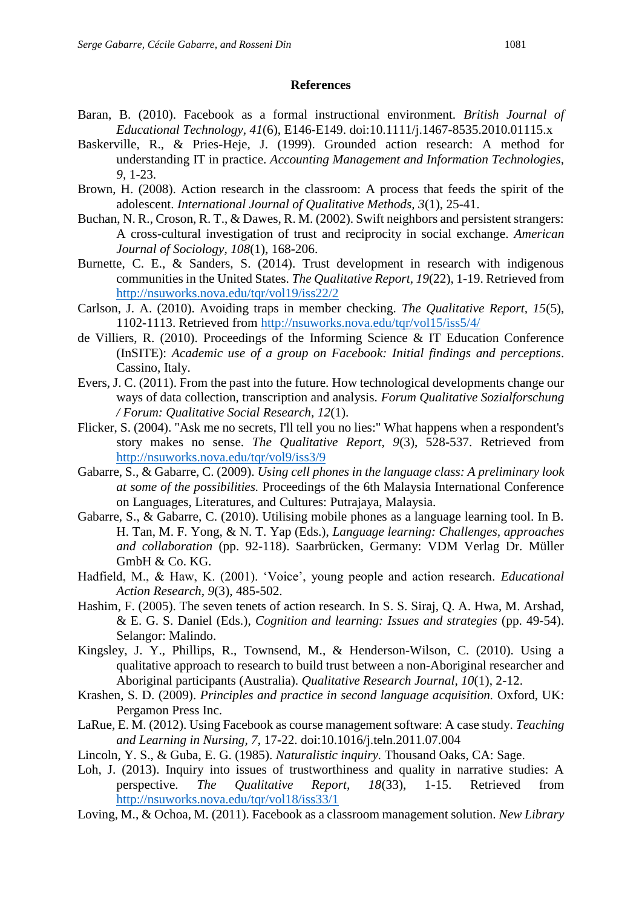## References

Baran, B. (2010). Facebook as a formal instructional environment. *British Journal of Educational Technology*, *41*(6), E146-E149. doi:10.1111/j.1467-8535.2010.01115.x

Baskerville, R., & Pries-Heje, J. (1999). Grounded action research: A method for understanding IT in practice. *Accounting Management and Information Technologies*, *9*, 1-23.

Brown, H. (2008). Action research in the classroom: A process that feeds the spirit of the adolescent. *International Journal of Qualitative Methods*, *3*(1), 25-41.

Buchan, N. R., Croson, R. T., & Dawes, R. M. (2002). Swift neighbors and persistent strangers: A cross-cultural investigation of trust and reciprocity in social exchange. *American Journal of Sociology*, *108*(1), 168-206.

Burnette, C. E., & Sanders, S. (2014). Trust development in research with indigenous communities in the United States. *The Qualitative Report*, *19*(22), 1-19. Retrieved from http://nsuworks.nova.edu/tqr/vol19/iss22/2

Carlson, J. A. (2010). Avoiding traps in member checking. *The Qualitative Report*, *15*(5), 1102-1113. Retrieved from http://nsuworks.nova.edu/tqr/vol15/iss5/4/

de Villiers, R. (2010). Proceedings of the Informing Science & IT Education Conference (InSITE): *Academic use of a group on Facebook: Initial findings and perceptions*. Cassino, Italy.

Evers, J. C. (2011). From the past into the future. How technological developments change our ways of data collection, transcription and analysis. *Forum Qualitative Sozialforschung / Forum: Qualitative Social Research*, *12*(1).

Flicker, S. (2004). "Ask me no secrets, I'll tell you no lies:" What happens when a respondent's story makes no sense. *The Qualitative Report*, *9*(3), 528-537. Retrieved from http://nsuworks.nova.edu/tqr/vol9/iss3/9

Gabarre, S., & Gabarre, C. (2009). *Using cell phones in the language class: A preliminary look at some of the possibilities.* Proceedings of the 6th Malaysia International Conference on Languages, Literatures, and Cultures: Putrajaya, Malaysia.

Gabarre, S., & Gabarre, C. (2010). Utilising mobile phones as a language learning tool. In B. H. Tan, M. F. Yong, & N. T. Yap (Eds.), *Language learning: Challenges, approaches and collaboration* (pp. 92-118). Saarbrücken, Germany: VDM Verlag Dr. Müller GmbH & Co. KG.

Hadfield, M., & Haw, K. (2001). 'Voice', young people and action research. *Educational Action Research*, *9*(3), 485-502.

Hashim, F. (2005). The seven tenets of action research. In S. S. Siraj, Q. A. Hwa, M. Arshad, & E. G. S. Daniel (Eds.), *Cognition and learning: Issues and strategies* (pp. 49-54). Selangor: Malindo.

Kingsley, J. Y., Phillips, R., Townsend, M., & Henderson-Wilson, C. (2010). Using a qualitative approach to research to build trust between a non-Aboriginal researcher and Aboriginal participants (Australia). *Qualitative Research Journal*, *10*(1), 2-12.

Krashen, S. D. (2009). *Principles and practice in second language acquisition.* Oxford, UK: Pergamon Press Inc.

LaRue, E. M. (2012). Using Facebook as course management software: A case study. *Teaching and Learning in Nursing*, *7*, 17-22. doi:10.1016/j.teln.2011.07.004

Lincoln, Y. S., & Guba, E. G. (1985). *Naturalistic inquiry.* Thousand Oaks, CA: Sage.

Loh, J. (2013). Inquiry into issues of trustworthiness and quality in narrative studies: A perspective. *The Qualitative Report*, *18*(33), 1-15. Retrieved from http://nsuworks.nova.edu/tqr/vol18/iss33/1

Loving, M., & Ochoa, M. (2011). Facebook as a classroom management solution. *New Library*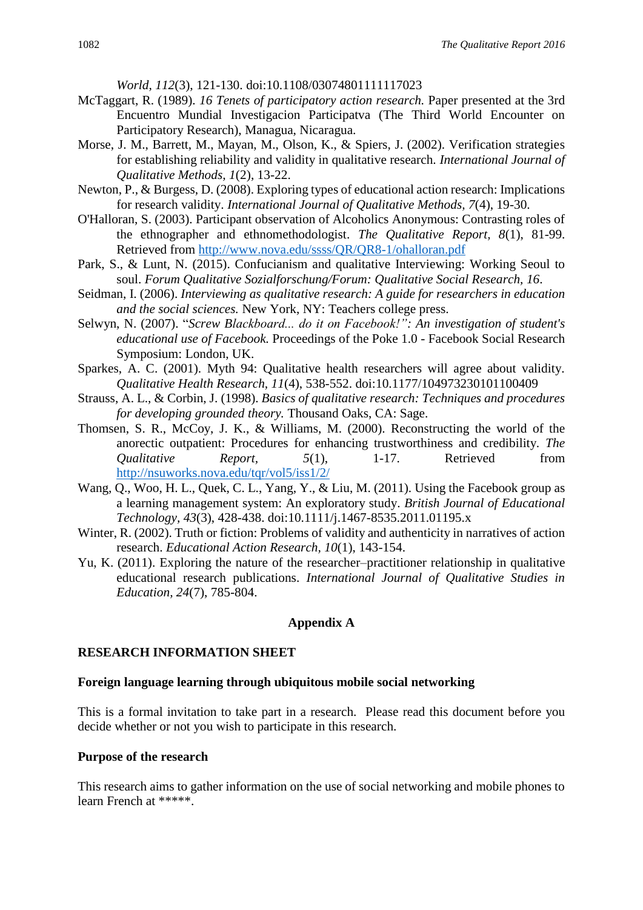*World, 112*(3), 121-130. doi:10.1108/03074801111117023

McTaggart, R. (1989). *16 Tenets of participatory action research.* Paper presented at the 3rd Encuentro Mundial Investigacion Participatva (The Third World Encounter on Participatory Research), Managua, Nicaragua.

Morse, J. M., Barrett, M., Mayan, M., Olson, K., & Spiers, J. (2002). Verification strategies for establishing reliability and validity in qualitative research. *International Journal of Qualitative Methods, 1*(2), 13-22.

Newton, P., & Burgess, D. (2008). Exploring types of educational action research: Implications for research validity. *International Journal of Qualitative Methods, 7*(4), 19-30.

O'Halloran, S. (2003). Participant observation of Alcoholics Anonymous: Contrasting roles of the ethnographer and ethnomethodologist. *The Qualitative Report, 8*(1), 81-99. Retrieved from http://www.nova.edu/ssss/QR/QR8-1/ohalloran.pdf

Park, S., & Lunt, N. (2015). Confucianism and qualitative Interviewing: Working Seoul to soul. *Forum Qualitative Sozialforschung/Forum: Qualitative Social Research, 16*.

Seidman, I. (2006). *Interviewing as qualitative research: A guide for researchers in education and the social sciences.* New York, NY: Teachers college press.

Selwyn, N. (2007). "*Screw Blackboard... do it on Facebook!": An investigation of student's educational use of Facebook.* Proceedings of the Poke 1.0 - Facebook Social Research Symposium: London, UK.

Sparkes, A. C. (2001). Myth 94: Qualitative health researchers will agree about validity. *Qualitative Health Research, 11*(4), 538-552. doi:10.1177/104973230101100409

Strauss, A. L., & Corbin, J. (1998). *Basics of qualitative research: Techniques and procedures for developing grounded theory.* Thousand Oaks, CA: Sage.

Thomsen, S. R., McCoy, J. K., & Williams, M. (2000). Reconstructing the world of the anorectic outpatient: Procedures for enhancing trustworthiness and credibility. *The Qualitative Report, 5*(1), 1-17. Retrieved from http://nsuworks.nova.edu/tqr/vol5/iss1/2/

Wang, Q., Woo, H. L., Quek, C. L., Yang, Y., & Liu, M. (2011). Using the Facebook group as a learning management system: An exploratory study. *British Journal of Educational Technology, 43*(3), 428-438. doi:10.1111/j.1467-8535.2011.01195.x

Winter, R. (2002). Truth or fiction: Problems of validity and authenticity in narratives of action research. *Educational Action Research, 10*(1), 143-154.

Yu, K. (2011). Exploring the nature of the researcher–practitioner relationship in qualitative educational research publications. *International Journal of Qualitative Studies in Education, 24*(7), 785-804.

## Appendix A

**RESEARCH INFORMATION SHEET**

**Foreign language learning through ubiquitous mobile social networking**

This is a formal invitation to take part in a research. Please read this document before you decide whether or not you wish to participate in this research.

**Purpose of the research**

This research aims to gather information on the use of social networking and mobile phones to learn French at *****.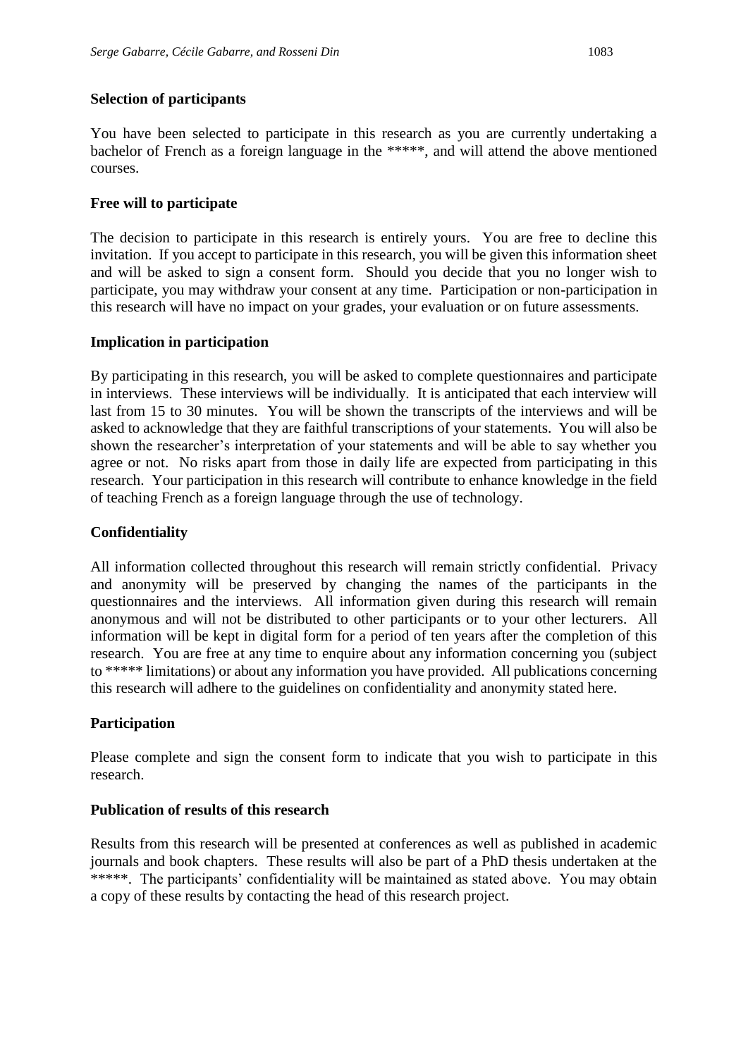**Selection of participants**

You have been selected to participate in this research as you are currently undertaking a bachelor of French as a foreign language in the *****, and will attend the above mentioned courses.

**Free will to participate**

The decision to participate in this research is entirely yours. You are free to decline this invitation. If you accept to participate in this research, you will be given this information sheet and will be asked to sign a consent form. Should you decide that you no longer wish to participate, you may withdraw your consent at any time. Participation or non-participation in this research will have no impact on your grades, your evaluation or on future assessments.

**Implication in participation**

By participating in this research, you will be asked to complete questionnaires and participate in interviews. These interviews will be individually. It is anticipated that each interview will last from 15 to 30 minutes. You will be shown the transcripts of the interviews and will be asked to acknowledge that they are faithful transcriptions of your statements. You will also be shown the researcher's interpretation of your statements and will be able to say whether you agree or not. No risks apart from those in daily life are expected from participating in this research. Your participation in this research will contribute to enhance knowledge in the field of teaching French as a foreign language through the use of technology.

**Confidentiality**

All information collected throughout this research will remain strictly confidential. Privacy and anonymity will be preserved by changing the names of the participants in the questionnaires and the interviews. All information given during this research will remain anonymous and will not be distributed to other participants or to your other lecturers. All information will be kept in digital form for a period of ten years after the completion of this research. You are free at any time to enquire about any information concerning you (subject to ***** limitations) or about any information you have provided. All publications concerning this research will adhere to the guidelines on confidentiality and anonymity stated here.

**Participation**

Please complete and sign the consent form to indicate that you wish to participate in this research.

**Publication of results of this research**

Results from this research will be presented at conferences as well as published in academic journals and book chapters. These results will also be part of a PhD thesis undertaken at the *****. The participants' confidentiality will be maintained as stated above. You may obtain a copy of these results by contacting the head of this research project.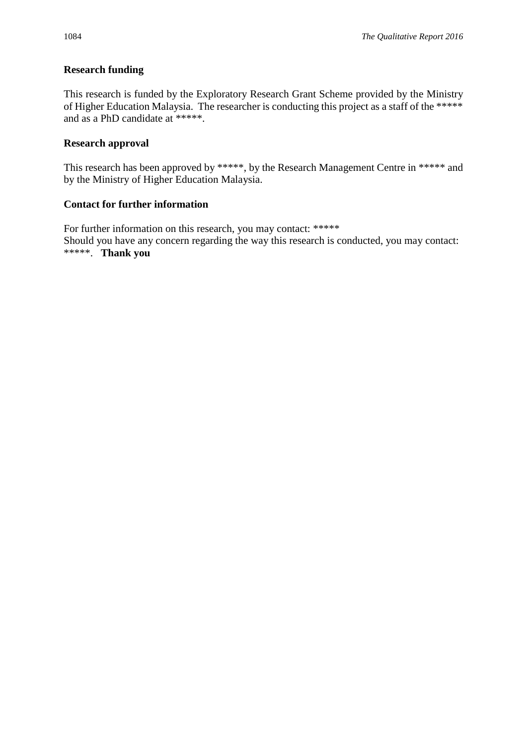**Research funding**

This research is funded by the Exploratory Research Grant Scheme provided by the Ministry of Higher Education Malaysia. The researcher is conducting this project as a staff of the ***** and as a PhD candidate at *****.

**Research approval**

This research has been approved by *****, by the Research Management Centre in ***** and by the Ministry of Higher Education Malaysia.

**Contact for further information**

For further information on this research, you may contact: *****
Should you have any concern regarding the way this research is conducted, you may contact: *****. **Thank you**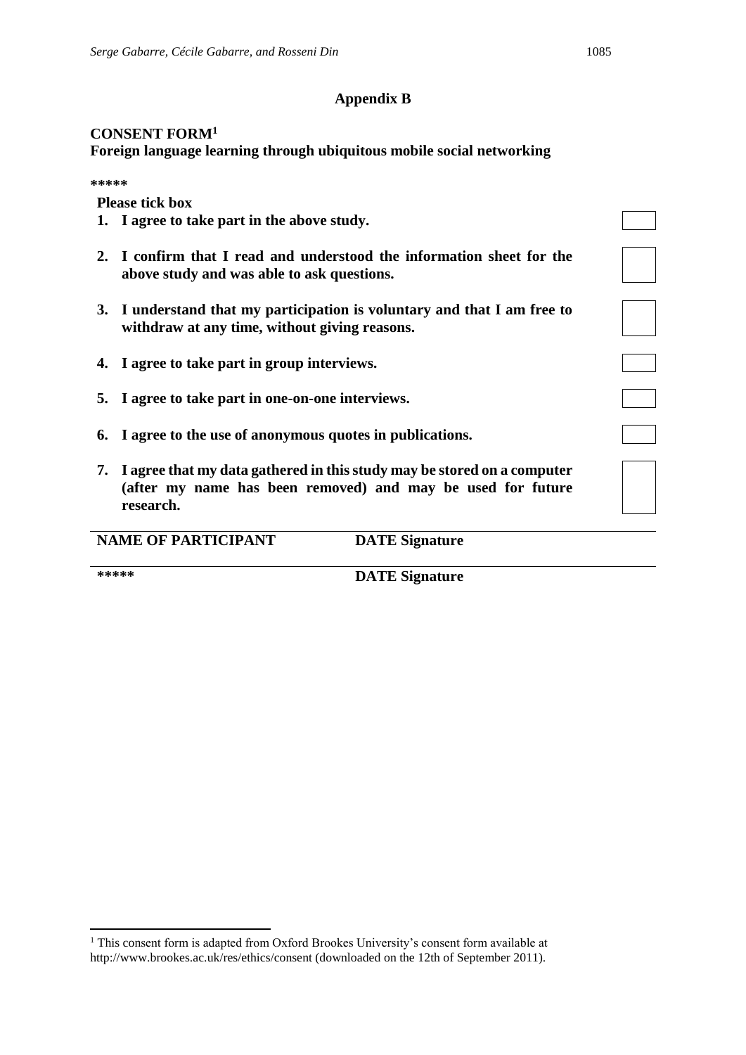## Appendix B

**CONSENT FORM**[1]
**Foreign language learning through ubiquitous mobile social networking**

**\*\*\*\*\***

**Please tick box**

1. **I agree to take part in the above study.** ☐
2. **I confirm that I read and understood the information sheet for the above study and was able to ask questions.** ☐
3. **I understand that my participation is voluntary and that I am free to withdraw at any time, without giving reasons.** ☐
4. **I agree to take part in group interviews.** ☐
5. **I agree to take part in one-on-one interviews.** ☐
6. **I agree to the use of anonymous quotes in publications.** ☐
7. **I agree that my data gathered in this study may be stored on a computer (after my name has been removed) and may be used for future research.** ☐

| **NAME OF PARTICIPANT** | **DATE Signature** |
|---|---|
| **\*\*\*\*\*** | **DATE Signature** |

[1] This consent form is adapted from Oxford Brookes University's consent form available at http://www.brookes.ac.uk/res/ethics/consent (downloaded on the 12th of September 2011).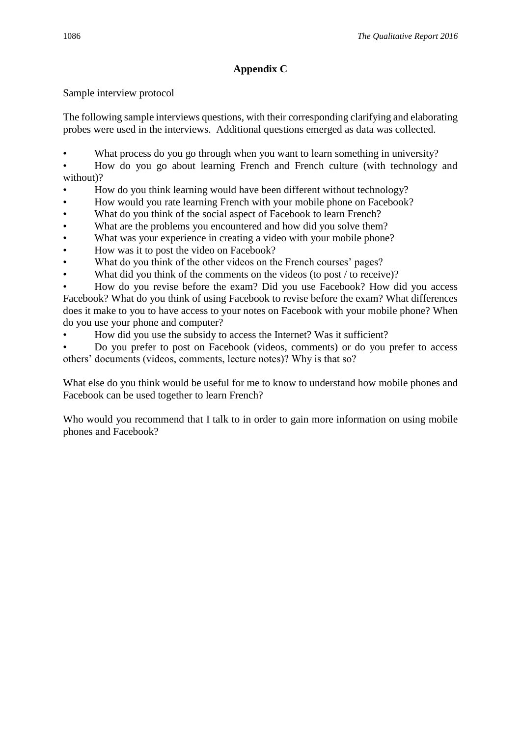## Appendix C

Sample interview protocol

The following sample interviews questions, with their corresponding clarifying and elaborating probes were used in the interviews. Additional questions emerged as data was collected.

- What process do you go through when you want to learn something in university?
- How do you go about learning French and French culture (with technology and without)?
- How do you think learning would have been different without technology?
- How would you rate learning French with your mobile phone on Facebook?
- What do you think of the social aspect of Facebook to learn French?
- What are the problems you encountered and how did you solve them?
- What was your experience in creating a video with your mobile phone?
- How was it to post the video on Facebook?
- What do you think of the other videos on the French courses' pages?
- What did you think of the comments on the videos (to post / to receive)?
- How do you revise before the exam? Did you use Facebook? How did you access Facebook? What do you think of using Facebook to revise before the exam? What differences does it make to you to have access to your notes on Facebook with your mobile phone? When do you use your phone and computer?
- How did you use the subsidy to access the Internet? Was it sufficient?
- Do you prefer to post on Facebook (videos, comments) or do you prefer to access others' documents (videos, comments, lecture notes)? Why is that so?

What else do you think would be useful for me to know to understand how mobile phones and Facebook can be used together to learn French?

Who would you recommend that I talk to in order to gain more information on using mobile phones and Facebook?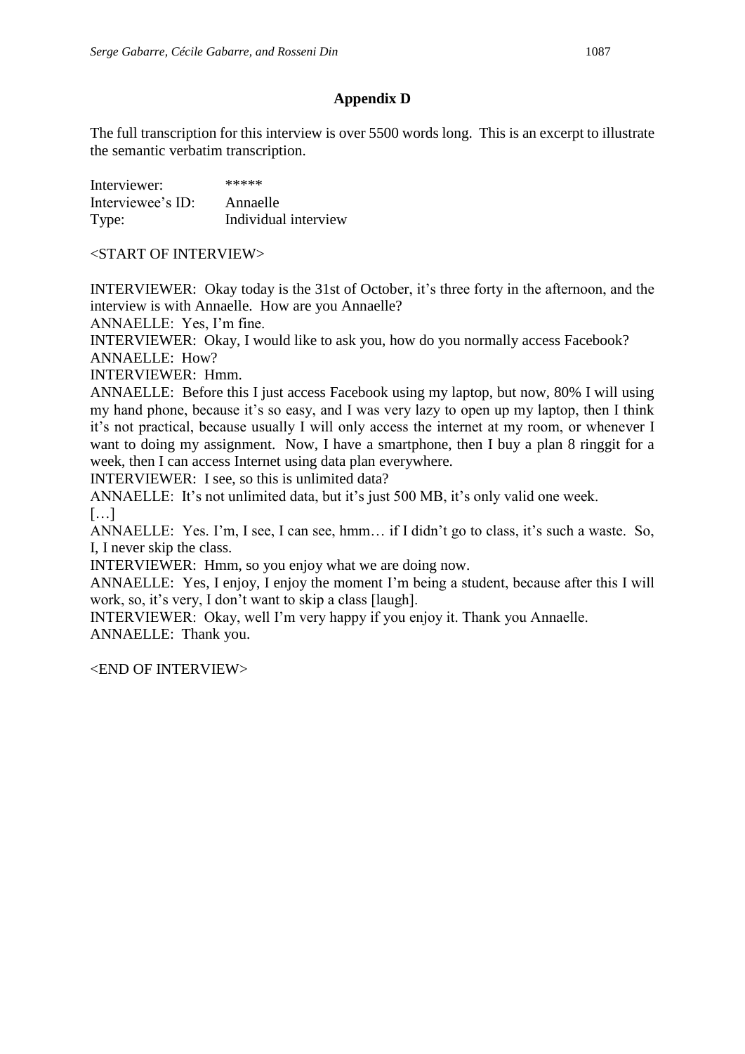## Appendix D

The full transcription for this interview is over 5500 words long. This is an excerpt to illustrate the semantic verbatim transcription.

| | |
|---|---|
| Interviewer: | ***** |
| Interviewee's ID: | Annaelle |
| Type: | Individual interview |

<START OF INTERVIEW>

INTERVIEWER: Okay today is the 31st of October, it's three forty in the afternoon, and the interview is with Annaelle. How are you Annaelle?

ANNAELLE: Yes, I'm fine.

INTERVIEWER: Okay, I would like to ask you, how do you normally access Facebook?

ANNAELLE: How?

INTERVIEWER: Hmm.

ANNAELLE: Before this I just access Facebook using my laptop, but now, 80% I will using my hand phone, because it's so easy, and I was very lazy to open up my laptop, then I think it's not practical, because usually I will only access the internet at my room, or whenever I want to doing my assignment. Now, I have a smartphone, then I buy a plan 8 ringgit for a week, then I can access Internet using data plan everywhere.

INTERVIEWER: I see, so this is unlimited data?

ANNAELLE: It's not unlimited data, but it's just 500 MB, it's only valid one week.

[…]

ANNAELLE: Yes. I'm, I see, I can see, hmm… if I didn't go to class, it's such a waste. So, I, I never skip the class.

INTERVIEWER: Hmm, so you enjoy what we are doing now.

ANNAELLE: Yes, I enjoy, I enjoy the moment I'm being a student, because after this I will work, so, it's very, I don't want to skip a class [laugh].

INTERVIEWER: Okay, well I'm very happy if you enjoy it. Thank you Annaelle.

ANNAELLE: Thank you.

<END OF INTERVIEW>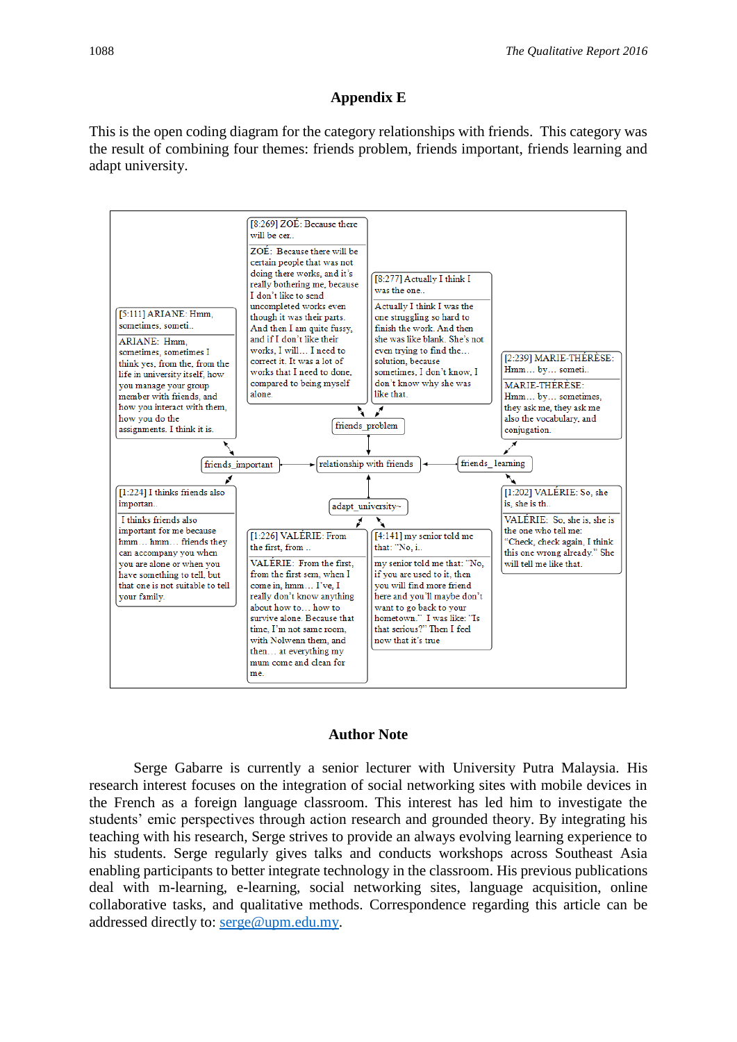## Appendix E

This is the open coding diagram for the category relationships with friends. This category was the result of combining four themes: friends problem, friends important, friends learning and adapt university.

[8:269] ZOÉ: Because there will be cer..

ZOÉ: Because there will be certain people that was not doing there works, and it's really bothering me, because I don't like to send uncompleted works even though it was their parts. And then I am quite fussy, and if I don't like their works, I will… I need to correct it. It was a lot of works that I need to done, compared to being myself alone.

[8:277] Actually I think I was the one..

Actually I think I was the one struggling so hard to finish the work. And then she was like blank. She's not even trying to find the… solution, because sometimes, I don't know, I don't know why she was like that.

[5:111] ARIANE: Hmm, sometimes, someti..

ARIANE: Hmm, sometimes, sometimes I think yes, from the, from the life in university itself, how you manage your group member with friends, and how you interact with them, how you do the assignments. I think it is.

[2:239] MARIE-THÉRÈSE: Hmm… by… someti..

MARIE-THÉRÈSE: Hmm… by… sometimes, they ask me, they ask me also the vocabulary, and conjugation.

friends_problem

friends_important

relationship with friends

friends_learning

adapt_university~

[1:224] I thinks friends also importan..

I thinks friends also important for me because hmm… hmm… friends they can accompany you when you are alone or when you have something to tell, but that one is not suitable to tell your family.

[1:226] VALÉRIE: From the first, from ..

VALÉRIE: From the first, from the first sem, when I come in, hmm… I've, I really don't know anything about how to… how to survive alone. Because that time, I'm not same room, with Nolwenn them, and then… at everything my mum come and clean for me.

[4:141] my senior told me that: "No, i..

my senior told me that: "No, if you are used to it, then you will find more friend here and you'll maybe don't want to go back to your hometown." I was like: "Is that serious?" Then I feel now that it's true

[1:202] VALÉRIE: So, she is, she is th..

VALÉRIE: So, she is, she is the one who tell me: "Check, check again, I think this one wrong already." She will tell me like that.

## Author Note

Serge Gabarre is currently a senior lecturer with University Putra Malaysia. His research interest focuses on the integration of social networking sites with mobile devices in the French as a foreign language classroom. This interest has led him to investigate the students' emic perspectives through action research and grounded theory. By integrating his teaching with his research, Serge strives to provide an always evolving learning experience to his students. Serge regularly gives talks and conducts workshops across Southeast Asia enabling participants to better integrate technology in the classroom. His previous publications deal with m-learning, e-learning, social networking sites, language acquisition, online collaborative tasks, and qualitative methods. Correspondence regarding this article can be addressed directly to: serge@upm.edu.my.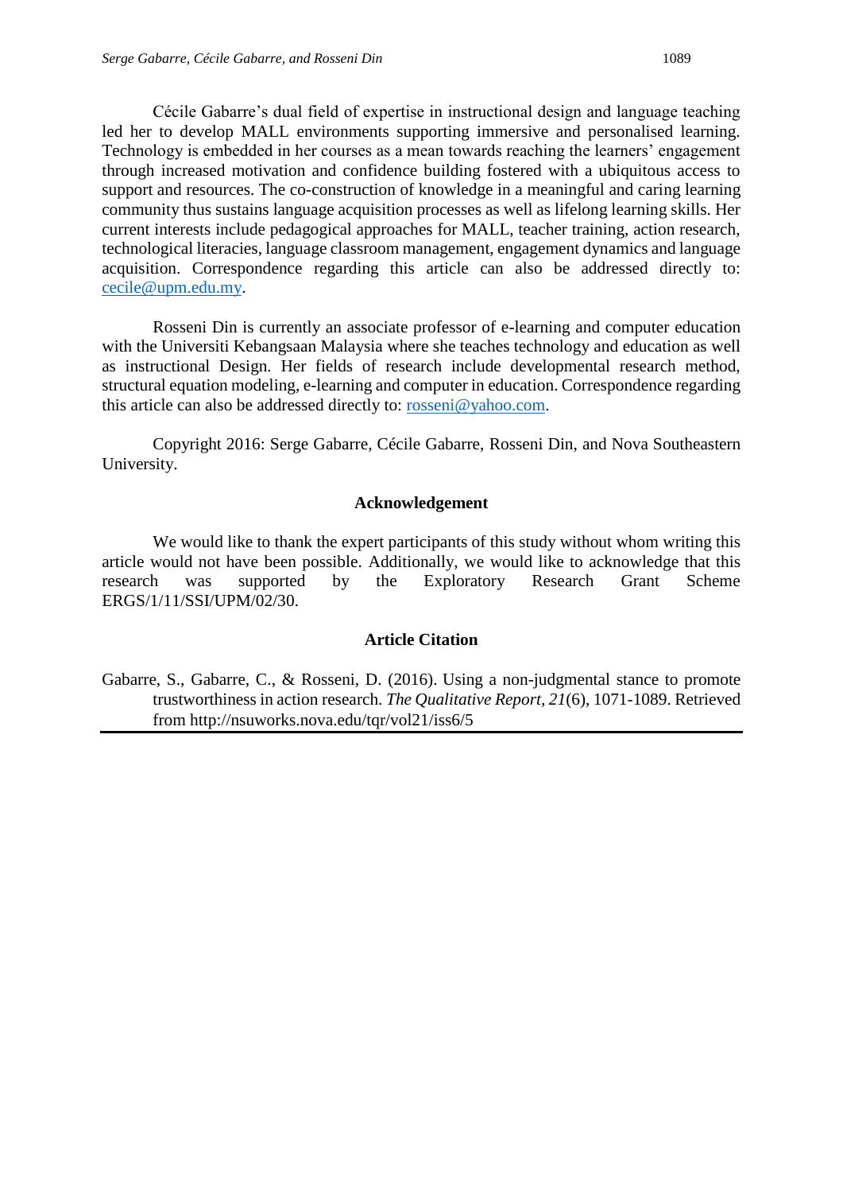Cécile Gabarre's dual field of expertise in instructional design and language teaching led her to develop MALL environments supporting immersive and personalised learning. Technology is embedded in her courses as a mean towards reaching the learners' engagement through increased motivation and confidence building fostered with a ubiquitous access to support and resources. The co-construction of knowledge in a meaningful and caring learning community thus sustains language acquisition processes as well as lifelong learning skills. Her current interests include pedagogical approaches for MALL, teacher training, action research, technological literacies, language classroom management, engagement dynamics and language acquisition. Correspondence regarding this article can also be addressed directly to: cecile@upm.edu.my.

Rosseni Din is currently an associate professor of e-learning and computer education with the Universiti Kebangsaan Malaysia where she teaches technology and education as well as instructional Design. Her fields of research include developmental research method, structural equation modeling, e-learning and computer in education. Correspondence regarding this article can also be addressed directly to: rosseni@yahoo.com.

Copyright 2016: Serge Gabarre, Cécile Gabarre, Rosseni Din, and Nova Southeastern University.

## Acknowledgement

We would like to thank the expert participants of this study without whom writing this article would not have been possible. Additionally, we would like to acknowledge that this research was supported by the Exploratory Research Grant Scheme ERGS/1/11/SSI/UPM/02/30.

## Article Citation

Gabarre, S., Gabarre, C., & Rosseni, D. (2016). Using a non-judgmental stance to promote trustworthiness in action research. *The Qualitative Report, 21*(6), 1071-1089. Retrieved from http://nsuworks.nova.edu/tqr/vol21/iss6/5